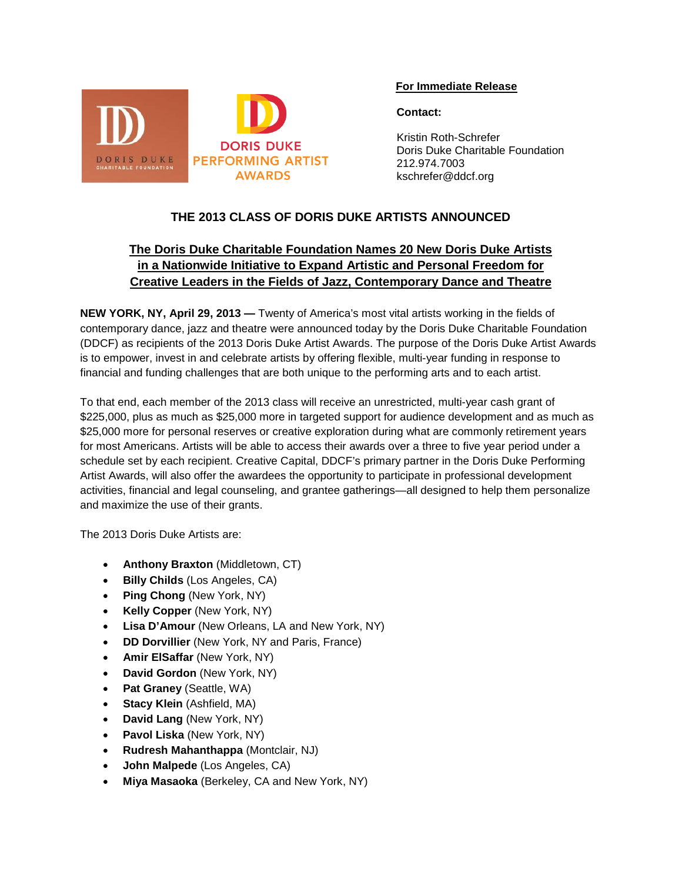DORIS DUKE CHARITABLE FOUNDATION

DORIS DUKE PERFORMING ARTIST AWARDS

**For Immediate Release**

**Contact:**

Kristin Roth-Schrefer
Doris Duke Charitable Foundation
212.974.7003
kschrefer@ddcf.org

# THE 2013 CLASS OF DORIS DUKE ARTISTS ANNOUNCED

## The Doris Duke Charitable Foundation Names 20 New Doris Duke Artists in a Nationwide Initiative to Expand Artistic and Personal Freedom for Creative Leaders in the Fields of Jazz, Contemporary Dance and Theatre

**NEW YORK, NY, April 29, 2013 —** Twenty of America's most vital artists working in the fields of contemporary dance, jazz and theatre were announced today by the Doris Duke Charitable Foundation (DDCF) as recipients of the 2013 Doris Duke Artist Awards. The purpose of the Doris Duke Artist Awards is to empower, invest in and celebrate artists by offering flexible, multi-year funding in response to financial and funding challenges that are both unique to the performing arts and to each artist.

To that end, each member of the 2013 class will receive an unrestricted, multi-year cash grant of $225,000, plus as much as $25,000 more in targeted support for audience development and as much as $25,000 more for personal reserves or creative exploration during what are commonly retirement years for most Americans. Artists will be able to access their awards over a three to five year period under a schedule set by each recipient. Creative Capital, DDCF's primary partner in the Doris Duke Performing Artist Awards, will also offer the awardees the opportunity to participate in professional development activities, financial and legal counseling, and grantee gatherings—all designed to help them personalize and maximize the use of their grants.

The 2013 Doris Duke Artists are:

- **Anthony Braxton** (Middletown, CT)
- **Billy Childs** (Los Angeles, CA)
- **Ping Chong** (New York, NY)
- **Kelly Copper** (New York, NY)
- **Lisa D'Amour** (New Orleans, LA and New York, NY)
- **DD Dorvillier** (New York, NY and Paris, France)
- **Amir ElSaffar** (New York, NY)
- **David Gordon** (New York, NY)
- **Pat Graney** (Seattle, WA)
- **Stacy Klein** (Ashfield, MA)
- **David Lang** (New York, NY)
- **Pavol Liska** (New York, NY)
- **Rudresh Mahanthappa** (Montclair, NJ)
- **John Malpede** (Los Angeles, CA)
- **Miya Masaoka** (Berkeley, CA and New York, NY)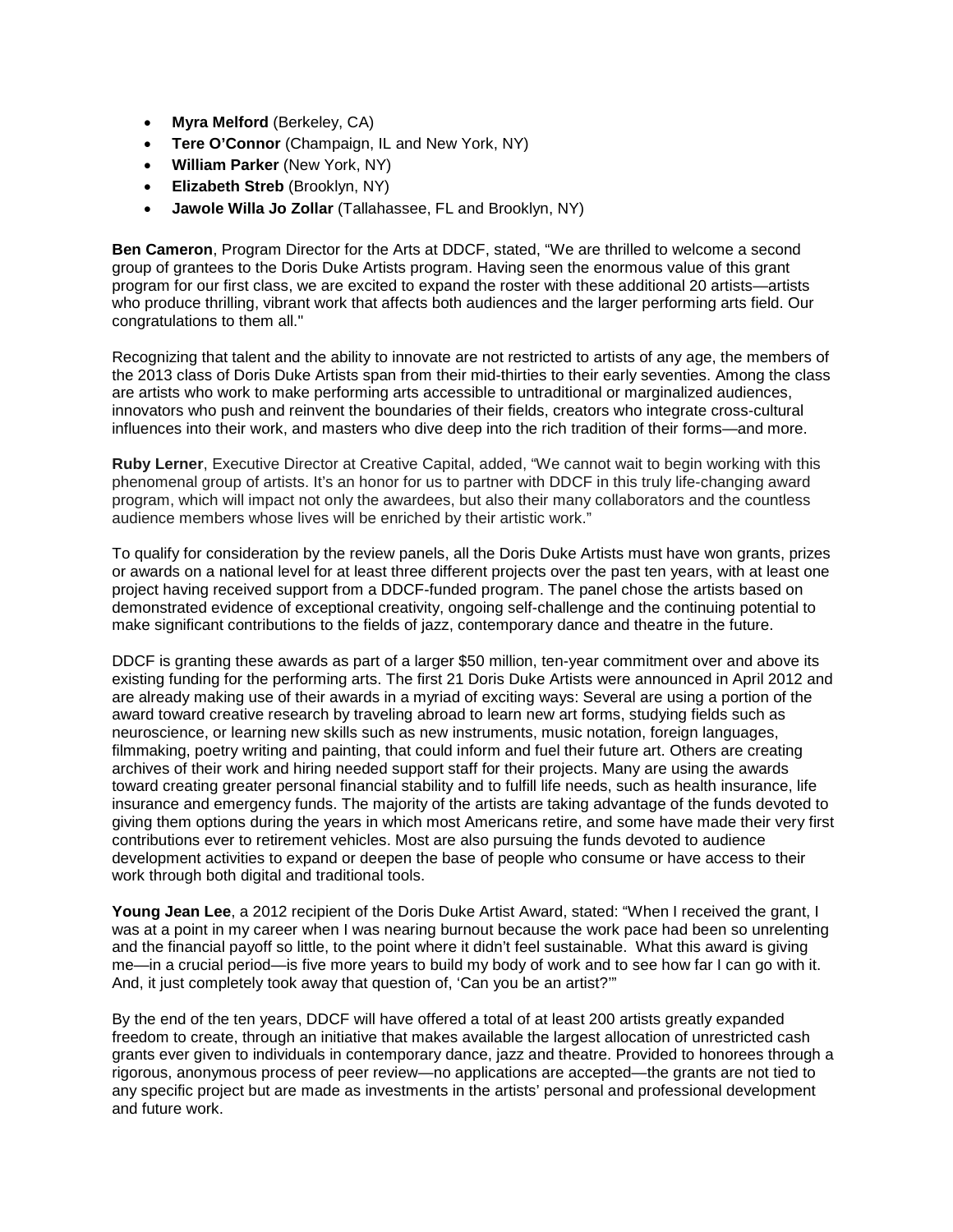- **Myra Melford** (Berkeley, CA)
- **Tere O'Connor** (Champaign, IL and New York, NY)
- **William Parker** (New York, NY)
- **Elizabeth Streb** (Brooklyn, NY)
- **Jawole Willa Jo Zollar** (Tallahassee, FL and Brooklyn, NY)

**Ben Cameron**, Program Director for the Arts at DDCF, stated, "We are thrilled to welcome a second group of grantees to the Doris Duke Artists program. Having seen the enormous value of this grant program for our first class, we are excited to expand the roster with these additional 20 artists—artists who produce thrilling, vibrant work that affects both audiences and the larger performing arts field. Our congratulations to them all."

Recognizing that talent and the ability to innovate are not restricted to artists of any age, the members of the 2013 class of Doris Duke Artists span from their mid-thirties to their early seventies. Among the class are artists who work to make performing arts accessible to untraditional or marginalized audiences, innovators who push and reinvent the boundaries of their fields, creators who integrate cross-cultural influences into their work, and masters who dive deep into the rich tradition of their forms—and more.

**Ruby Lerner**, Executive Director at Creative Capital, added, "We cannot wait to begin working with this phenomenal group of artists. It's an honor for us to partner with DDCF in this truly life-changing award program, which will impact not only the awardees, but also their many collaborators and the countless audience members whose lives will be enriched by their artistic work."

To qualify for consideration by the review panels, all the Doris Duke Artists must have won grants, prizes or awards on a national level for at least three different projects over the past ten years, with at least one project having received support from a DDCF-funded program. The panel chose the artists based on demonstrated evidence of exceptional creativity, ongoing self-challenge and the continuing potential to make significant contributions to the fields of jazz, contemporary dance and theatre in the future.

DDCF is granting these awards as part of a larger $50 million, ten-year commitment over and above its existing funding for the performing arts. The first 21 Doris Duke Artists were announced in April 2012 and are already making use of their awards in a myriad of exciting ways: Several are using a portion of the award toward creative research by traveling abroad to learn new art forms, studying fields such as neuroscience, or learning new skills such as new instruments, music notation, foreign languages, filmmaking, poetry writing and painting, that could inform and fuel their future art. Others are creating archives of their work and hiring needed support staff for their projects. Many are using the awards toward creating greater personal financial stability and to fulfill life needs, such as health insurance, life insurance and emergency funds. The majority of the artists are taking advantage of the funds devoted to giving them options during the years in which most Americans retire, and some have made their very first contributions ever to retirement vehicles. Most are also pursuing the funds devoted to audience development activities to expand or deepen the base of people who consume or have access to their work through both digital and traditional tools.

**Young Jean Lee**, a 2012 recipient of the Doris Duke Artist Award, stated: "When I received the grant, I was at a point in my career when I was nearing burnout because the work pace had been so unrelenting and the financial payoff so little, to the point where it didn't feel sustainable. What this award is giving me—in a crucial period—is five more years to build my body of work and to see how far I can go with it. And, it just completely took away that question of, 'Can you be an artist?'"

By the end of the ten years, DDCF will have offered a total of at least 200 artists greatly expanded freedom to create, through an initiative that makes available the largest allocation of unrestricted cash grants ever given to individuals in contemporary dance, jazz and theatre. Provided to honorees through a rigorous, anonymous process of peer review—no applications are accepted—the grants are not tied to any specific project but are made as investments in the artists' personal and professional development and future work.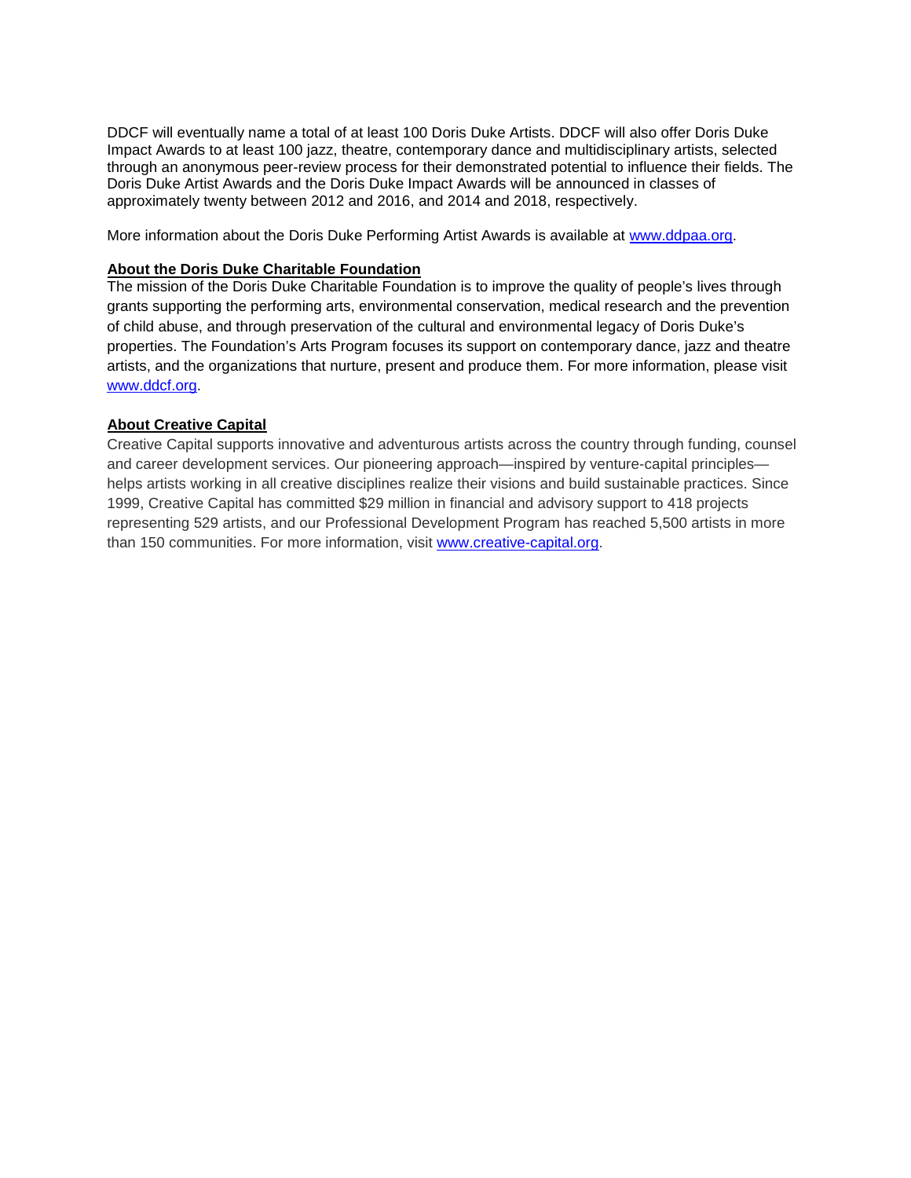DDCF will eventually name a total of at least 100 Doris Duke Artists. DDCF will also offer Doris Duke Impact Awards to at least 100 jazz, theatre, contemporary dance and multidisciplinary artists, selected through an anonymous peer-review process for their demonstrated potential to influence their fields. The Doris Duke Artist Awards and the Doris Duke Impact Awards will be announced in classes of approximately twenty between 2012 and 2016, and 2014 and 2018, respectively.

More information about the Doris Duke Performing Artist Awards is available at www.ddpaa.org.

**About the Doris Duke Charitable Foundation**

The mission of the Doris Duke Charitable Foundation is to improve the quality of people's lives through grants supporting the performing arts, environmental conservation, medical research and the prevention of child abuse, and through preservation of the cultural and environmental legacy of Doris Duke's properties. The Foundation's Arts Program focuses its support on contemporary dance, jazz and theatre artists, and the organizations that nurture, present and produce them. For more information, please visit www.ddcf.org.

**About Creative Capital**

Creative Capital supports innovative and adventurous artists across the country through funding, counsel and career development services. Our pioneering approach—inspired by venture-capital principles—helps artists working in all creative disciplines realize their visions and build sustainable practices. Since 1999, Creative Capital has committed $29 million in financial and advisory support to 418 projects representing 529 artists, and our Professional Development Program has reached 5,500 artists in more than 150 communities. For more information, visit www.creative-capital.org.